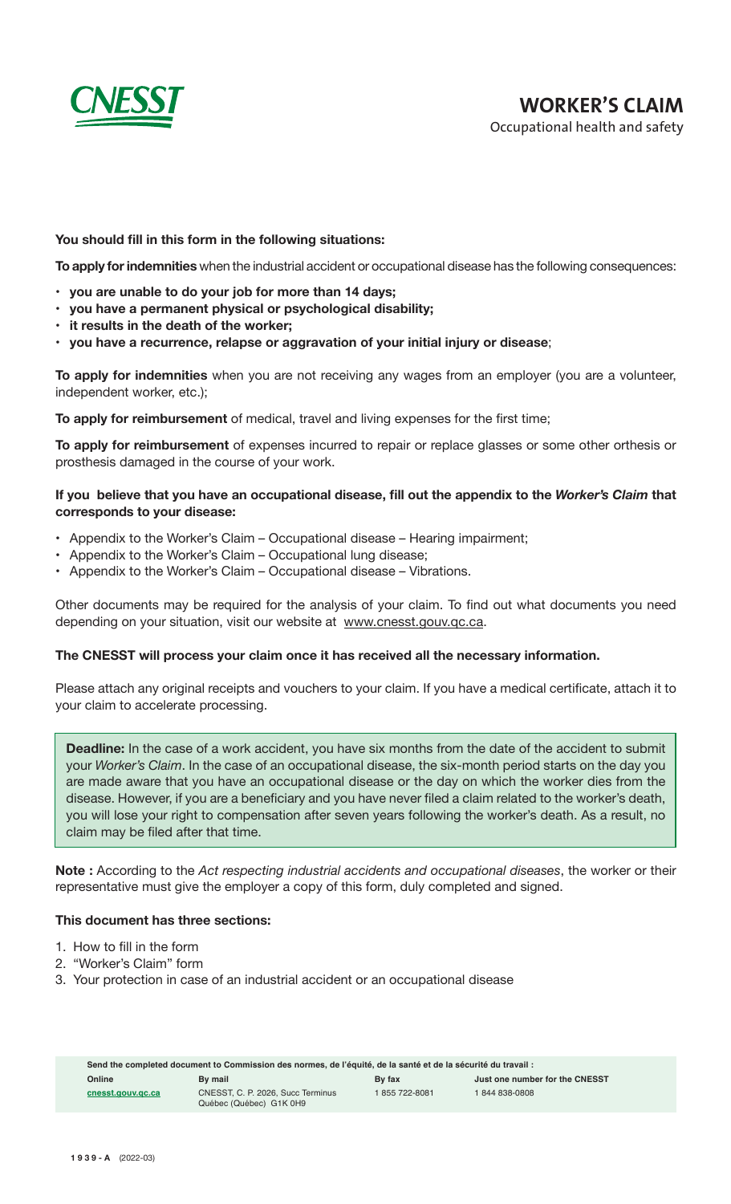CNESST

# WORKER'S CLAIM

Occupational health and safety

**You should fill in this form in the following situations:**

**To apply for indemnities** when the industrial accident or occupational disease has the following consequences:

- **you are unable to do your job for more than 14 days;**
- **you have a permanent physical or psychological disability;**
- **it results in the death of the worker;**
- **you have a recurrence, relapse or aggravation of your initial injury or disease**;

**To apply for indemnities** when you are not receiving any wages from an employer (you are a volunteer, independent worker, etc.);

**To apply for reimbursement** of medical, travel and living expenses for the first time;

**To apply for reimbursement** of expenses incurred to repair or replace glasses or some other orthesis or prosthesis damaged in the course of your work.

**If you believe that you have an occupational disease, fill out the appendix to the *Worker's Claim* that corresponds to your disease:**

- Appendix to the Worker's Claim – Occupational disease – Hearing impairment;
- Appendix to the Worker's Claim – Occupational lung disease;
- Appendix to the Worker's Claim – Occupational disease – Vibrations.

Other documents may be required for the analysis of your claim. To find out what documents you need depending on your situation, visit our website at www.cnesst.gouv.qc.ca.

**The CNESST will process your claim once it has received all the necessary information.**

Please attach any original receipts and vouchers to your claim. If you have a medical certificate, attach it to your claim to accelerate processing.

**Deadline:** In the case of a work accident, you have six months from the date of the accident to submit your *Worker's Claim*. In the case of an occupational disease, the six-month period starts on the day you are made aware that you have an occupational disease or the day on which the worker dies from the disease. However, if you are a beneficiary and you have never filed a claim related to the worker's death, you will lose your right to compensation after seven years following the worker's death. As a result, no claim may be filed after that time.

**Note :** According to the *Act respecting industrial accidents and occupational diseases*, the worker or their representative must give the employer a copy of this form, duly completed and signed.

**This document has three sections:**

1. How to fill in the form
2. "Worker's Claim" form
3. Your protection in case of an industrial accident or an occupational disease

**Send the completed document to Commission des normes, de l'équité, de la santé et de la sécurité du travail :**

| Online | By mail | By fax | Just one number for the CNESST |
|---|---|---|---|
| cnesst.gouv.qc.ca | CNESST, C. P. 2026, Succ Terminus Québec (Québec) G1K 0H9 | 1 855 722-8081 | 1 844 838-0808 |

**1939-A** (2022-03)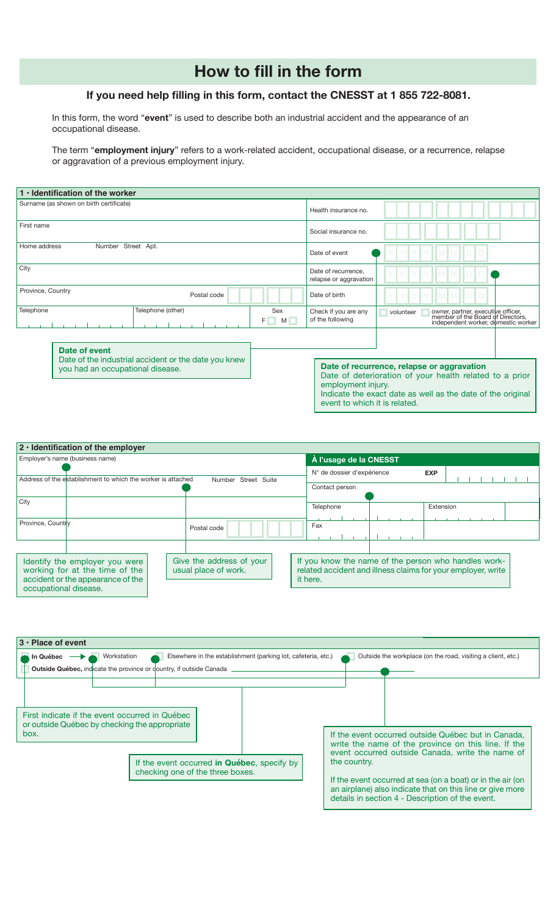# How to fill in the form

## If you need help filling in this form, contact the CNESST at 1 855 722-8081.

In this form, the word "**event**" is used to describe both an industrial accident and the appearance of an occupational disease.

The term "**employment injury**" refers to a work-related accident, occupational disease, or a recurrence, relapse or aggravation of a previous employment injury.

### 1 · Identification of the worker

| | |
|---|---|
| Surname (as shown on birth certificate) | Health insurance no. |
| First name | Social insurance no. |
| Home address — Number Street Apt. | Date of event (YYYY MM DD) |
| City | Date of recurrence, relapse or aggravation (YYYY MM DD) |
| Province, Country — Postal code | Date of birth (YYYY MM DD) |
| Telephone — Telephone (other) — Sex F ☐ M ☐ | Check if you are any of the following: ☐ volunteer ☐ owner, partner, executive officer, member of the Board of Directors, independent worker, domestic worker |

**Date of event**
Date of the industrial accident or the date you knew you had an occupational disease.

**Date of recurrence, relapse or aggravation**
Date of deterioration of your health related to a prior employment injury.
Indicate the exact date as well as the date of the original event to which it is related.

### 2 · Identification of the employer

| | |
|---|---|
| Employer's name (business name) | **À l'usage de la CNESST** |
| Address of the establishment to which the worker is attached — Number Street Suite | N° de dossier d'expérience — EXP |
| | Contact person |
| City | Telephone — Extension |
| Province, Country — Postal code | Fax |

Identify the employer you were working for at the time of the accident or the appearance of the occupational disease.

Give the address of your usual place of work.

If you know the name of the person who handles work-related accident and illness claims for your employer, write it here.

### 3 · Place of event

☐ **In Québec** → ☐ Workstation ☐ Elsewhere in the establishment (parking lot, cafeteria, etc.) ☐ Outside the workplace (on the road, visiting a client, etc.)

☐ **Outside Québec,** indicate the province or country, if outside Canada \_\_\_\_\_\_\_\_\_\_

First indicate if the event occurred in Québec or outside Québec by checking the appropriate box.

If the event occurred **in Québec**, specify by checking one of the three boxes.

If the event occurred outside Québec but in Canada, write the name of the province on this line. If the event occurred outside Canada, write the name of the country.

If the event occurred at sea (on a boat) or in the air (on an airplane) also indicate that on this line or give more details in section 4 - Description of the event.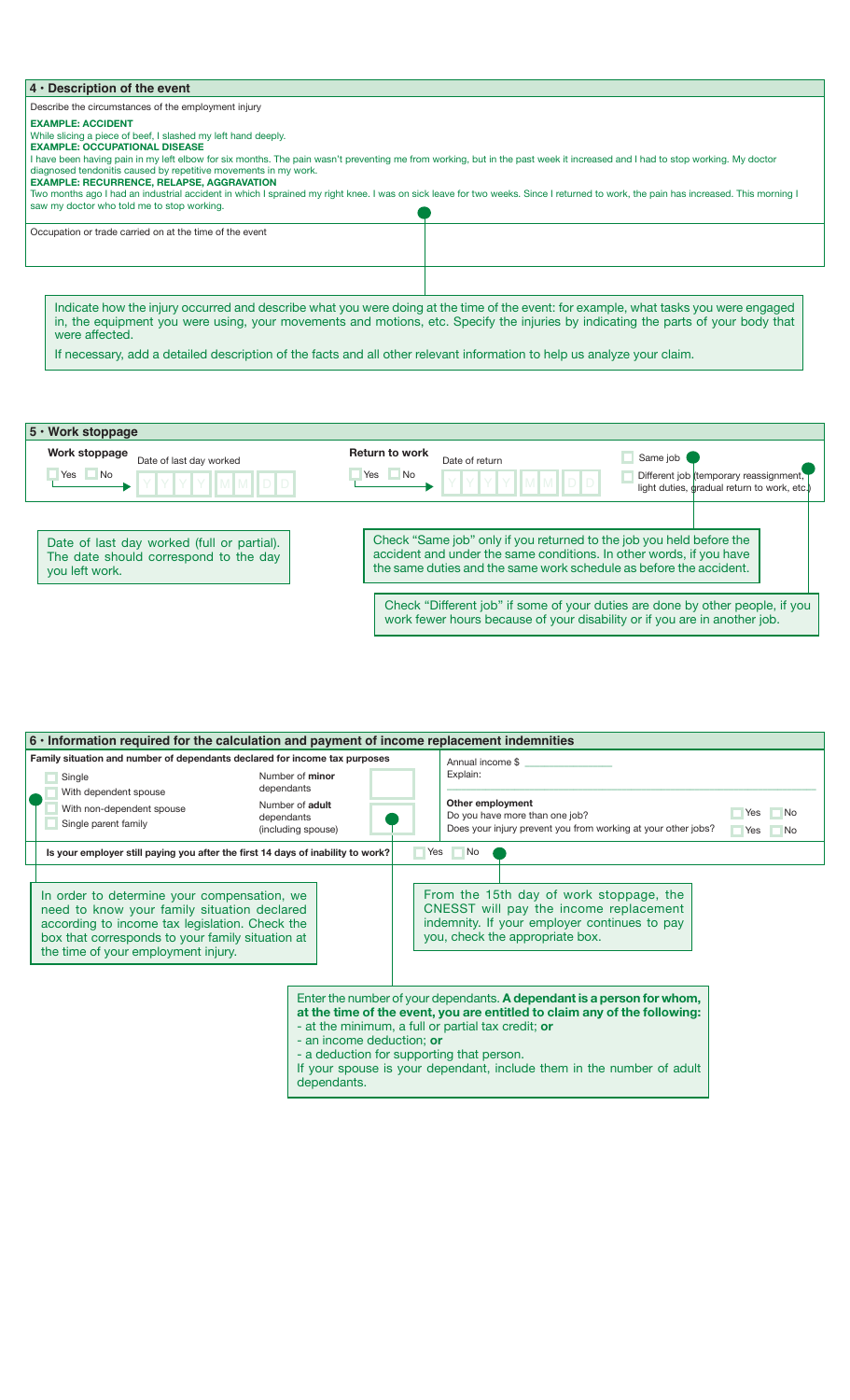## 4 · Description of the event

Describe the circumstances of the employment injury

**EXAMPLE: ACCIDENT**
While slicing a piece of beef, I slashed my left hand deeply.

**EXAMPLE: OCCUPATIONAL DISEASE**
I have been having pain in my left elbow for six months. The pain wasn't preventing me from working, but in the past week it increased and I had to stop working. My doctor diagnosed tendonitis caused by repetitive movements in my work.

**EXAMPLE: RECURRENCE, RELAPSE, AGGRAVATION**
Two months ago I had an industrial accident in which I sprained my right knee. I was on sick leave for two weeks. Since I returned to work, the pain has increased. This morning I saw my doctor who told me to stop working.

Occupation or trade carried on at the time of the event

Indicate how the injury occurred and describe what you were doing at the time of the event: for example, what tasks you were engaged in, the equipment you were using, your movements and motions, etc. Specify the injuries by indicating the parts of your body that were affected.

If necessary, add a detailed description of the facts and all other relevant information to help us analyze your claim.

## 5 · Work stoppage

**Work stoppage** ☐ Yes ☐ No — Date of last day worked: Y Y Y Y M M D D

**Return to work** ☐ Yes ☐ No — Date of return: Y Y Y Y M M D D

☐ Same job

☐ Different job (temporary reassignment, light duties, gradual return to work, etc.)

Date of last day worked (full or partial). The date should correspond to the day you left work.

Check "Same job" only if you returned to the job you held before the accident and under the same conditions. In other words, if you have the same duties and the same work schedule as before the accident.

Check "Different job" if some of your duties are done by other people, if you work fewer hours because of your disability or if you are in another job.

## 6 · Information required for the calculation and payment of income replacement indemnities

**Family situation and number of dependants declared for income tax purposes**

☐ Single
☐ With dependent spouse
☐ With non-dependent spouse
☐ Single parent family

Number of **minor** dependants

Number of **adult** dependants (including spouse)

Annual income $ ______________

Explain:

**Other employment**
Do you have more than one job? ☐ Yes ☐ No
Does your injury prevent you from working at your other jobs? ☐ Yes ☐ No

**Is your employer still paying you after the first 14 days of inability to work?** ☐ Yes ☐ No

In order to determine your compensation, we need to know your family situation declared according to income tax legislation. Check the box that corresponds to your family situation at the time of your employment injury.

From the 15th day of work stoppage, the CNESST will pay the income replacement indemnity. If your employer continues to pay you, check the appropriate box.

Enter the number of your dependants. **A dependant is a person for whom, at the time of the event, you are entitled to claim any of the following:**
- at the minimum, a full or partial tax credit; **or**
- an income deduction; **or**
- a deduction for supporting that person.

If your spouse is your dependant, include them in the number of adult dependants.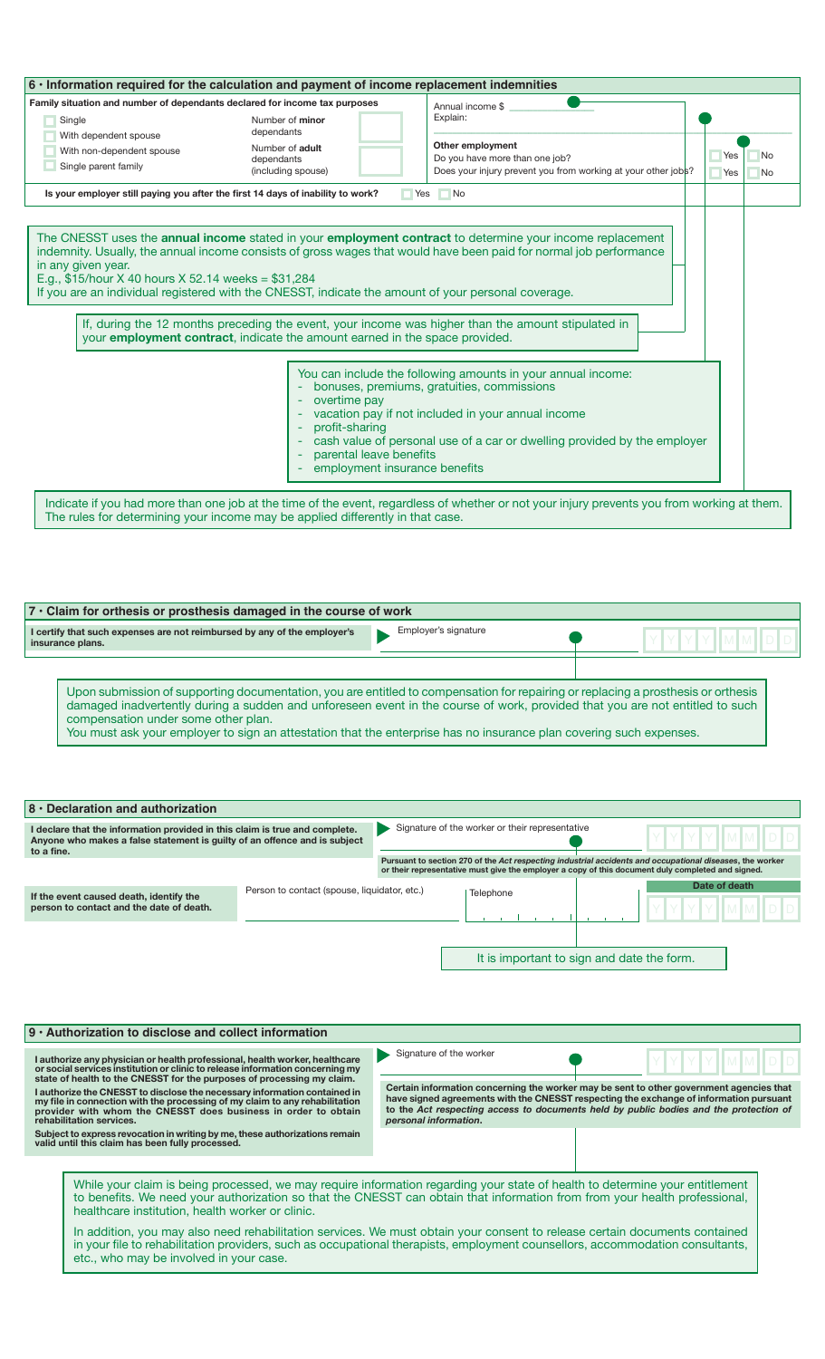## 6 · Information required for the calculation and payment of income replacement indemnities

**Family situation and number of dependants declared for income tax purposes**

- ☐ Single
- ☐ With dependent spouse
- ☐ With non-dependent spouse
- ☐ Single parent family

Number of **minor** dependants

Number of **adult** dependants (including spouse)

Annual income $ ______

Explain:

**Other employment**

Do you have more than one job? ☐ Yes ☐ No

Does your injury prevent you from working at your other jobs? ☐ Yes ☐ No

**Is your employer still paying you after the first 14 days of inability to work?** ☐ Yes ☐ No

The CNESST uses the **annual income** stated in your **employment contract** to determine your income replacement indemnity. Usually, the annual income consists of gross wages that would have been paid for normal job performance in any given year.
E.g., $15/hour X 40 hours X 52.14 weeks = $31,284
If you are an individual registered with the CNESST, indicate the amount of your personal coverage.

If, during the 12 months preceding the event, your income was higher than the amount stipulated in your **employment contract**, indicate the amount earned in the space provided.

You can include the following amounts in your annual income:
- bonuses, premiums, gratuities, commissions
- overtime pay
- vacation pay if not included in your annual income
- profit-sharing
- cash value of personal use of a car or dwelling provided by the employer
- parental leave benefits
- employment insurance benefits

Indicate if you had more than one job at the time of the event, regardless of whether or not your injury prevents you from working at them. The rules for determining your income may be applied differently in that case.

## 7 · Claim for orthesis or prosthesis damaged in the course of work

**I certify that such expenses are not reimbursed by any of the employer's insurance plans.**

Employer's signature ______ Y Y Y Y M M D D

Upon submission of supporting documentation, you are entitled to compensation for repairing or replacing a prosthesis or orthesis damaged inadvertently during a sudden and unforeseen event in the course of work, provided that you are not entitled to such compensation under some other plan.
You must ask your employer to sign an attestation that the enterprise has no insurance plan covering such expenses.

## 8 · Declaration and authorization

**I declare that the information provided in this claim is true and complete. Anyone who makes a false statement is guilty of an offence and is subject to a fine.**

Signature of the worker or their representative ______ Y Y Y Y M M D D

**Pursuant to section 270 of the *Act respecting industrial accidents and occupational diseases*, the worker or their representative must give the employer a copy of this document duly completed and signed.**

**If the event caused death, identify the person to contact and the date of death.**

Person to contact (spouse, liquidator, etc.) ______ Telephone ______

Date of death Y Y Y Y M M D D

It is important to sign and date the form.

## 9 · Authorization to disclose and collect information

**I authorize any physician or health professional, health worker, healthcare or social services institution or clinic to release information concerning my state of health to the CNESST for the purposes of processing my claim.**

**I authorize the CNESST to disclose the necessary information contained in my file in connection with the processing of my claim to any rehabilitation provider with whom the CNESST does business in order to obtain rehabilitation services.**

**Subject to express revocation in writing by me, these authorizations remain valid until this claim has been fully processed.**

Signature of the worker ______ Y Y Y Y M M D D

**Certain information concerning the worker may be sent to other government agencies that have signed agreements with the CNESST respecting the exchange of information pursuant to the *Act respecting access to documents held by public bodies and the protection of personal information*.**

While your claim is being processed, we may require information regarding your state of health to determine your entitlement to benefits. We need your authorization so that the CNESST can obtain that information from from your health professional, healthcare institution, health worker or clinic.

In addition, you may also need rehabilitation services. We must obtain your consent to release certain documents contained in your file to rehabilitation providers, such as occupational therapists, employment counsellors, accommodation consultants, etc., who may be involved in your case.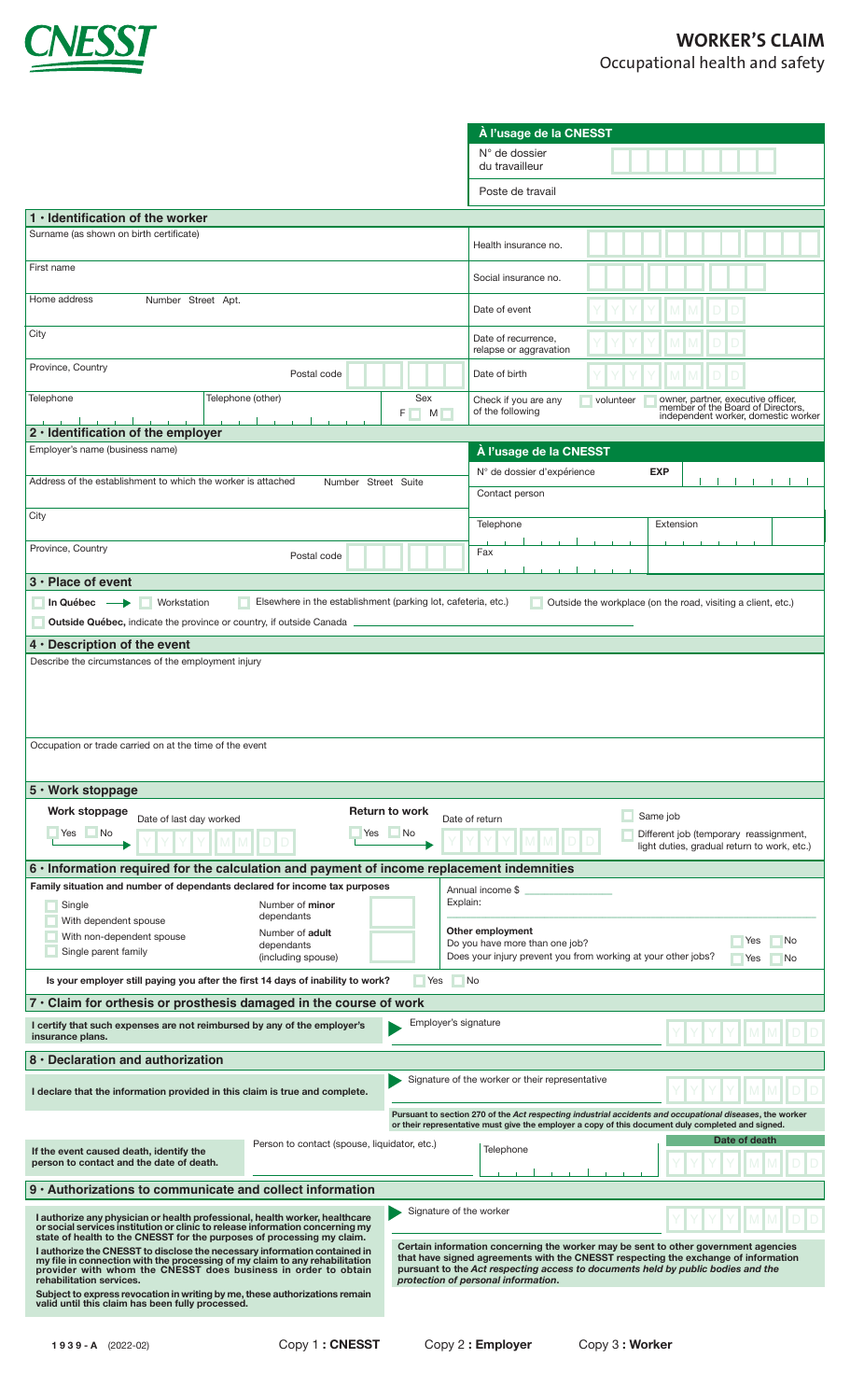CNESST

# WORKER'S CLAIM

Occupational health and safety

| À l'usage de la CNESST | |
|---|---|
| N° de dossier du travailleur | |
| Poste de travail | |

## 1 · Identification of the worker

| | |
|---|---|
| Surname (as shown on birth certificate) | Health insurance no. |
| First name | Social insurance no. |
| Home address — Number Street Apt. | Date of event Y Y Y Y M M D D |
| City | Date of recurrence, relapse or aggravation Y Y Y Y M M D D |
| Province, Country — Postal code | Date of birth Y Y Y Y M M D D |
| Telephone — Telephone (other) — Sex F ☐ M ☐ | Check if you are any of the following ☐ volunteer ☐ owner, partner, executive officer, member of the Board of Directors, independent worker, domestic worker |

## 2 · Identification of the employer

| | |
|---|---|
| Employer's name (business name) | **À l'usage de la CNESST** |
| Address of the establishment to which the worker is attached — Number Street Suite | N° de dossier d'expérience **EXP** |
| | Contact person |
| City | Telephone — Extension |
| Province, Country — Postal code | Fax |

## 3 · Place of event

☐ **In Québec** → ☐ Workstation ☐ Elsewhere in the establishment (parking lot, cafeteria, etc.) ☐ Outside the workplace (on the road, visiting a client, etc.)

☐ **Outside Québec,** indicate the province or country, if outside Canada ______

## 4 · Description of the event

Describe the circumstances of the employment injury

Occupation or trade carried on at the time of the event

## 5 · Work stoppage

**Work stoppage** ☐ Yes ☐ No — Date of last day worked Y Y Y Y M M D D

**Return to work** ☐ Yes ☐ No — Date of return Y Y Y Y M M D D

☐ Same job

☐ Different job (temporary reassignment, light duties, gradual return to work, etc.)

## 6 · Information required for the calculation and payment of income replacement indemnities

**Family situation and number of dependants declared for income tax purposes**

☐ Single
☐ With dependent spouse
☐ With non-dependent spouse
☐ Single parent family

Number of **minor** dependants ______

Number of **adult** dependants (including spouse) ______

Annual income $ ______

Explain:

**Other employment**

Do you have more than one job? ☐ Yes ☐ No

Does your injury prevent you from working at your other jobs? ☐ Yes ☐ No

**Is your employer still paying you after the first 14 days of inability to work?** ☐ Yes ☐ No

## 7 · Claim for orthesis or prosthesis damaged in the course of work

**I certify that such expenses are not reimbursed by any of the employer's insurance plans.**

Employer's signature — Y Y Y Y M M D D

## 8 · Declaration and authorization

**I declare that the information provided in this claim is true and complete.**

Signature of the worker or their representative — Y Y Y Y M M D D

**Pursuant to section 270 of the *Act respecting industrial accidents and occupational diseases*, the worker or their representative must give the employer a copy of this document duly completed and signed.**

**If the event caused death, identify the person to contact and the date of death.**

Person to contact (spouse, liquidator, etc.) — Telephone — **Date of death** Y Y Y Y M M D D

## 9 · Authorizations to communicate and collect information

**I authorize any physician or health professional, health worker, healthcare or social services institution or clinic to release information concerning my state of health to the CNESST for the purposes of processing my claim.**

**I authorize the CNESST to disclose the necessary information contained in my file in connection with the processing of my claim to any rehabilitation provider with whom the CNESST does business in order to obtain rehabilitation services.**

**Subject to express revocation in writing by me, these authorizations remain valid until this claim has been fully processed.**

Signature of the worker — Y Y Y Y M M D D

**Certain information concerning the worker may be sent to other government agencies that have signed agreements with the CNESST respecting the exchange of information pursuant to the *Act respecting access to documents held by public bodies and the protection of personal information*.**

**1939-A** (2022-02) — Copy 1 **: CNESST** — Copy 2 **: Employer** — Copy 3 **: Worker**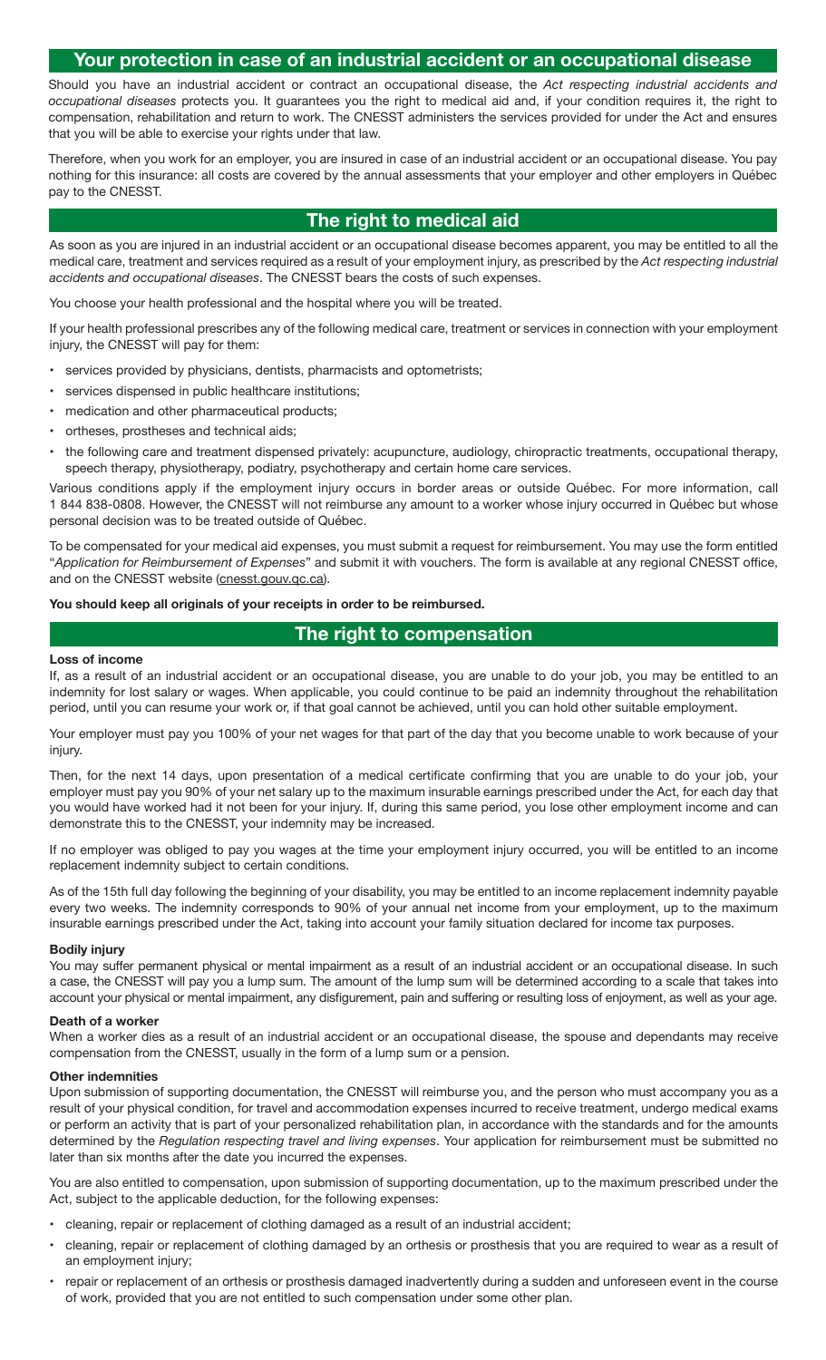## Your protection in case of an industrial accident or an occupational disease

Should you have an industrial accident or contract an occupational disease, the *Act respecting industrial accidents and occupational diseases* protects you. It guarantees you the right to medical aid and, if your condition requires it, the right to compensation, rehabilitation and return to work. The CNESST administers the services provided for under the Act and ensures that you will be able to exercise your rights under that law.

Therefore, when you work for an employer, you are insured in case of an industrial accident or an occupational disease. You pay nothing for this insurance: all costs are covered by the annual assessments that your employer and other employers in Québec pay to the CNESST.

## The right to medical aid

As soon as you are injured in an industrial accident or an occupational disease becomes apparent, you may be entitled to all the medical care, treatment and services required as a result of your employment injury, as prescribed by the *Act respecting industrial accidents and occupational diseases*. The CNESST bears the costs of such expenses.

You choose your health professional and the hospital where you will be treated.

If your health professional prescribes any of the following medical care, treatment or services in connection with your employment injury, the CNESST will pay for them:

- services provided by physicians, dentists, pharmacists and optometrists;
- services dispensed in public healthcare institutions;
- medication and other pharmaceutical products;
- ortheses, prostheses and technical aids;
- the following care and treatment dispensed privately: acupuncture, audiology, chiropractic treatments, occupational therapy, speech therapy, physiotherapy, podiatry, psychotherapy and certain home care services.

Various conditions apply if the employment injury occurs in border areas or outside Québec. For more information, call 1 844 838-0808. However, the CNESST will not reimburse any amount to a worker whose injury occurred in Québec but whose personal decision was to be treated outside of Québec.

To be compensated for your medical aid expenses, you must submit a request for reimbursement. You may use the form entitled "*Application for Reimbursement of Expenses*" and submit it with vouchers. The form is available at any regional CNESST office, and on the CNESST website (cnesst.gouv.qc.ca).

**You should keep all originals of your receipts in order to be reimbursed.**

## The right to compensation

### Loss of income

If, as a result of an industrial accident or an occupational disease, you are unable to do your job, you may be entitled to an indemnity for lost salary or wages. When applicable, you could continue to be paid an indemnity throughout the rehabilitation period, until you can resume your work or, if that goal cannot be achieved, until you can hold other suitable employment.

Your employer must pay you 100% of your net wages for that part of the day that you become unable to work because of your injury.

Then, for the next 14 days, upon presentation of a medical certificate confirming that you are unable to do your job, your employer must pay you 90% of your net salary up to the maximum insurable earnings prescribed under the Act, for each day that you would have worked had it not been for your injury. If, during this same period, you lose other employment income and can demonstrate this to the CNESST, your indemnity may be increased.

If no employer was obliged to pay you wages at the time your employment injury occurred, you will be entitled to an income replacement indemnity subject to certain conditions.

As of the 15th full day following the beginning of your disability, you may be entitled to an income replacement indemnity payable every two weeks. The indemnity corresponds to 90% of your annual net income from your employment, up to the maximum insurable earnings prescribed under the Act, taking into account your family situation declared for income tax purposes.

### Bodily injury

You may suffer permanent physical or mental impairment as a result of an industrial accident or an occupational disease. In such a case, the CNESST will pay you a lump sum. The amount of the lump sum will be determined according to a scale that takes into account your physical or mental impairment, any disfigurement, pain and suffering or resulting loss of enjoyment, as well as your age.

### Death of a worker

When a worker dies as a result of an industrial accident or an occupational disease, the spouse and dependants may receive compensation from the CNESST, usually in the form of a lump sum or a pension.

### Other indemnities

Upon submission of supporting documentation, the CNESST will reimburse you, and the person who must accompany you as a result of your physical condition, for travel and accommodation expenses incurred to receive treatment, undergo medical exams or perform an activity that is part of your personalized rehabilitation plan, in accordance with the standards and for the amounts determined by the *Regulation respecting travel and living expenses*. Your application for reimbursement must be submitted no later than six months after the date you incurred the expenses.

You are also entitled to compensation, upon submission of supporting documentation, up to the maximum prescribed under the Act, subject to the applicable deduction, for the following expenses:

- cleaning, repair or replacement of clothing damaged as a result of an industrial accident;
- cleaning, repair or replacement of clothing damaged by an orthesis or prosthesis that you are required to wear as a result of an employment injury;
- repair or replacement of an orthesis or prosthesis damaged inadvertently during a sudden and unforeseen event in the course of work, provided that you are not entitled to such compensation under some other plan.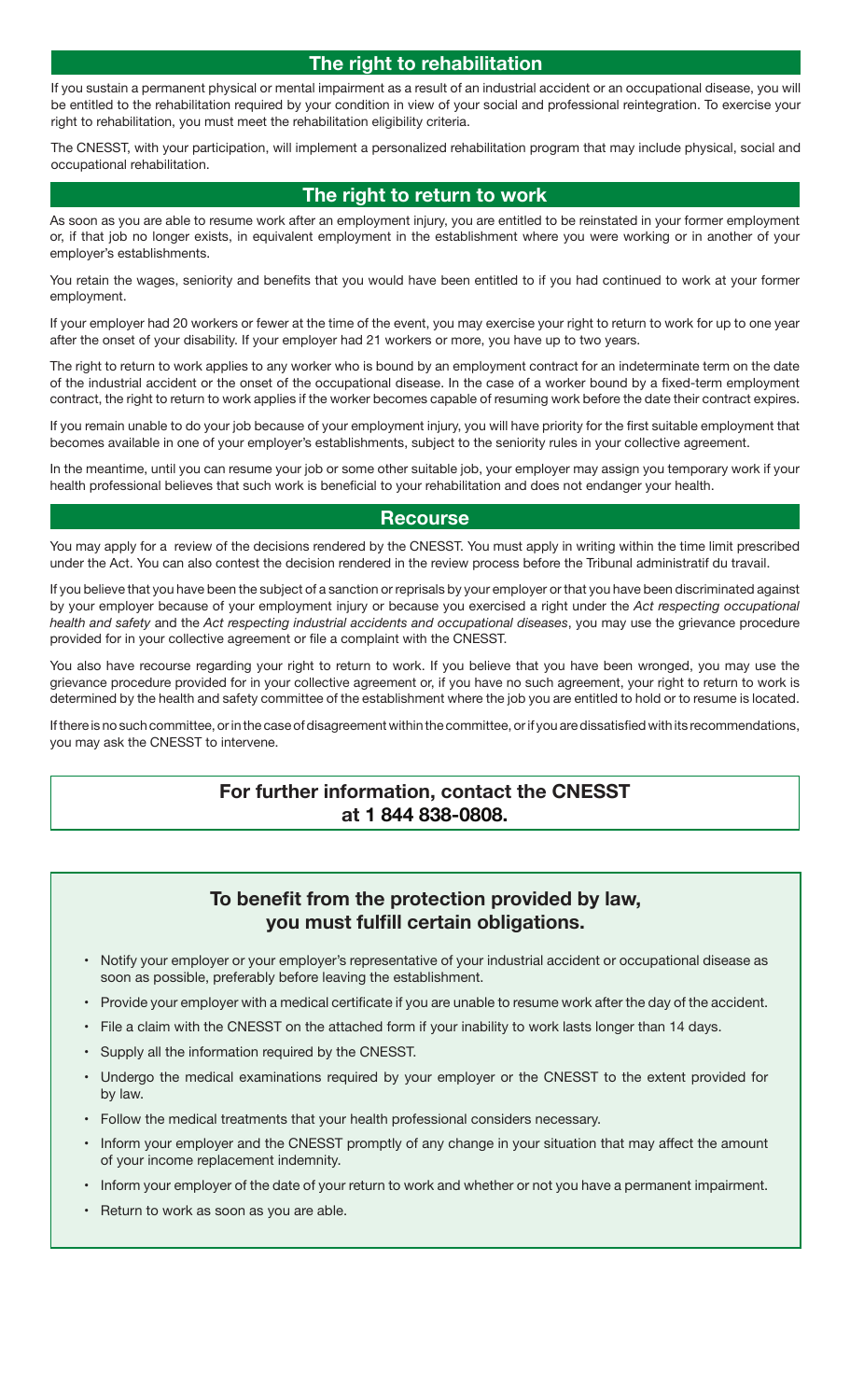## The right to rehabilitation

If you sustain a permanent physical or mental impairment as a result of an industrial accident or an occupational disease, you will be entitled to the rehabilitation required by your condition in view of your social and professional reintegration. To exercise your right to rehabilitation, you must meet the rehabilitation eligibility criteria.

The CNESST, with your participation, will implement a personalized rehabilitation program that may include physical, social and occupational rehabilitation.

## The right to return to work

As soon as you are able to resume work after an employment injury, you are entitled to be reinstated in your former employment or, if that job no longer exists, in equivalent employment in the establishment where you were working or in another of your employer's establishments.

You retain the wages, seniority and benefits that you would have been entitled to if you had continued to work at your former employment.

If your employer had 20 workers or fewer at the time of the event, you may exercise your right to return to work for up to one year after the onset of your disability. If your employer had 21 workers or more, you have up to two years.

The right to return to work applies to any worker who is bound by an employment contract for an indeterminate term on the date of the industrial accident or the onset of the occupational disease. In the case of a worker bound by a fixed-term employment contract, the right to return to work applies if the worker becomes capable of resuming work before the date their contract expires.

If you remain unable to do your job because of your employment injury, you will have priority for the first suitable employment that becomes available in one of your employer's establishments, subject to the seniority rules in your collective agreement.

In the meantime, until you can resume your job or some other suitable job, your employer may assign you temporary work if your health professional believes that such work is beneficial to your rehabilitation and does not endanger your health.

## Recourse

You may apply for a review of the decisions rendered by the CNESST. You must apply in writing within the time limit prescribed under the Act. You can also contest the decision rendered in the review process before the Tribunal administratif du travail.

If you believe that you have been the subject of a sanction or reprisals by your employer or that you have been discriminated against by your employer because of your employment injury or because you exercised a right under the *Act respecting occupational health and safety* and the *Act respecting industrial accidents and occupational diseases*, you may use the grievance procedure provided for in your collective agreement or file a complaint with the CNESST.

You also have recourse regarding your right to return to work. If you believe that you have been wronged, you may use the grievance procedure provided for in your collective agreement or, if you have no such agreement, your right to return to work is determined by the health and safety committee of the establishment where the job you are entitled to hold or to resume is located.

If there is no such committee, or in the case of disagreement within the committee, or if you are dissatisfied with its recommendations, you may ask the CNESST to intervene.

**For further information, contact the CNESST at 1 844 838-0808.**

### To benefit from the protection provided by law, you must fulfill certain obligations.

- Notify your employer or your employer's representative of your industrial accident or occupational disease as soon as possible, preferably before leaving the establishment.
- Provide your employer with a medical certificate if you are unable to resume work after the day of the accident.
- File a claim with the CNESST on the attached form if your inability to work lasts longer than 14 days.
- Supply all the information required by the CNESST.
- Undergo the medical examinations required by your employer or the CNESST to the extent provided for by law.
- Follow the medical treatments that your health professional considers necessary.
- Inform your employer and the CNESST promptly of any change in your situation that may affect the amount of your income replacement indemnity.
- Inform your employer of the date of your return to work and whether or not you have a permanent impairment.
- Return to work as soon as you are able.